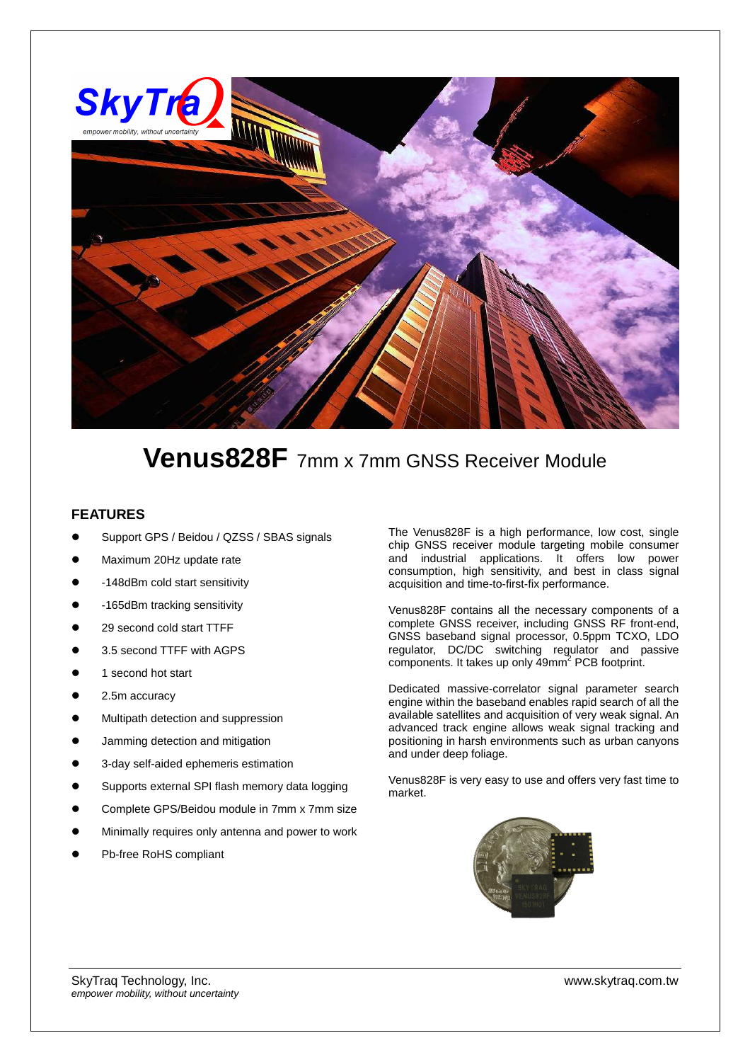# Venus828F 7mm x 7mm GNSS Receiver Module

## FEATURES

- Support GPS / Beidou / QZSS / SBAS signals
- Maximum 20Hz update rate
- -148dBm cold start sensitivity
- -165dBm tracking sensitivity
- 29 second cold start TTFF
- 3.5 second TTFF with AGPS
- 1 second hot start
- 2.5m accuracy
- Multipath detection and suppression
- Jamming detection and mitigation
- 3-day self-aided ephemeris estimation
- Supports external SPI flash memory data logging
- Complete GPS/Beidou module in 7mm x 7mm size
- Minimally requires only antenna and power to work
- Pb-free RoHS compliant

The Venus828F is a high performance, low cost, single chip GNSS receiver module targeting mobile consumer and industrial applications. It offers low power consumption, high sensitivity, and best in class signal acquisition and time-to-first-fix performance.

Venus828F contains all the necessary components of a complete GNSS receiver, including GNSS RF front-end, GNSS baseband signal processor, 0.5ppm TCXO, LDO regulator, DC/DC switching regulator and passive components. It takes up only $49mm^2$ PCB footprint.

Dedicated massive-correlator signal parameter search engine within the baseband enables rapid search of all the available satellites and acquisition of very weak signal. An advanced track engine allows weak signal tracking and positioning in harsh environments such as urban canyons and under deep foliage.

Venus828F is very easy to use and offers very fast time to market.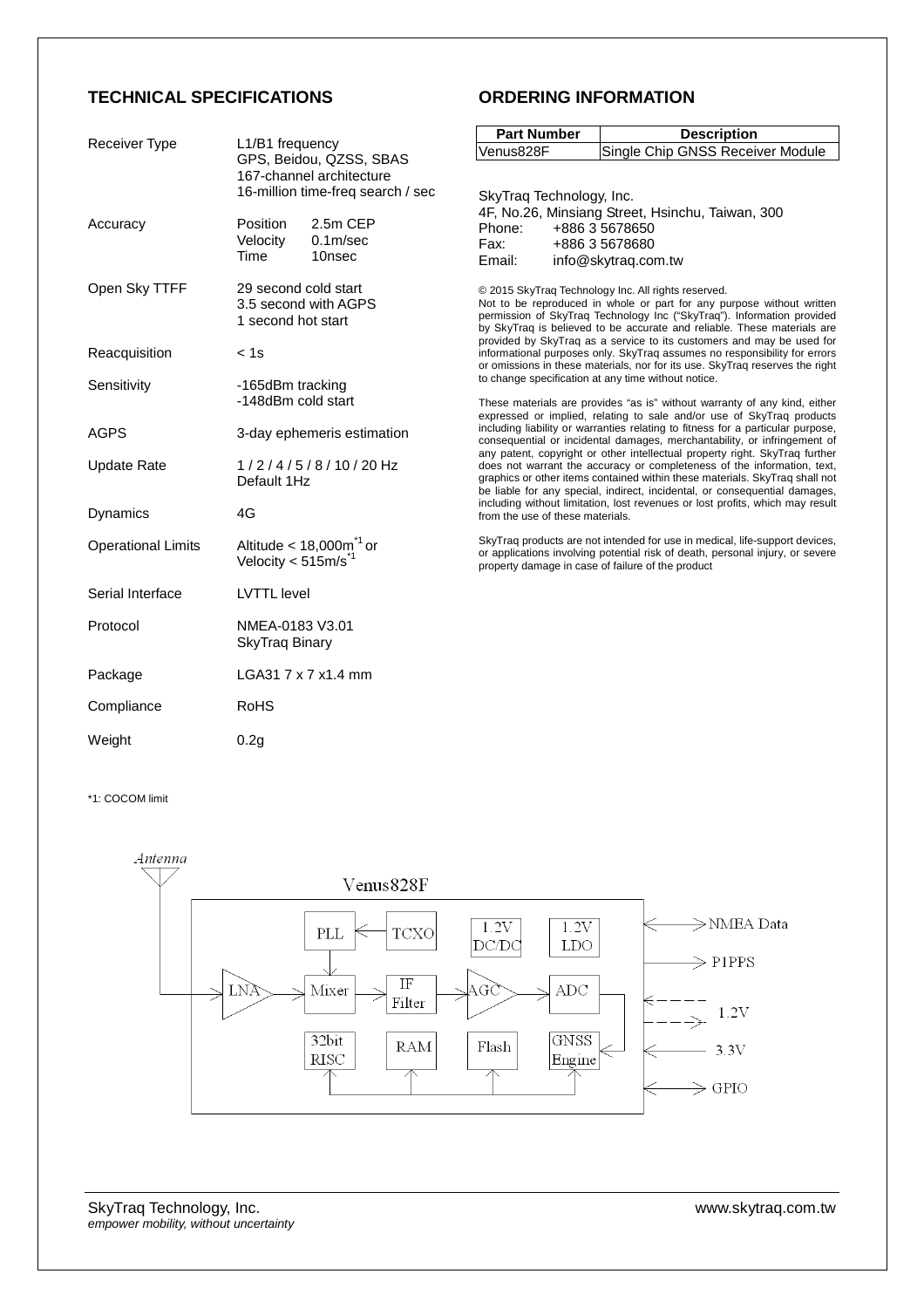## TECHNICAL SPECIFICATIONS

| | |
|---|---|
| Receiver Type | L1/B1 frequency<br>GPS, Beidou, QZSS, SBAS<br>167-channel architecture<br>16-million time-freq search / sec |
| Accuracy | Position 2.5m CEP<br>Velocity 0.1m/sec<br>Time 10nsec |
| Open Sky TTFF | 29 second cold start<br>3.5 second with AGPS<br>1 second hot start |
| Reacquisition | < 1s |
| Sensitivity | -165dBm tracking<br>-148dBm cold start |
| AGPS | 3-day ephemeris estimation |
| Update Rate | 1 / 2 / 4 / 5 / 8 / 10 / 20 Hz<br>Default 1Hz |
| Dynamics | 4G |
| Operational Limits | Altitude < 18,000m*1 or<br>Velocity < 515m/s*1 |
| Serial Interface | LVTTL level |
| Protocol | NMEA-0183 V3.01<br>SkyTraq Binary |
| Package | LGA31 7 x 7 x1.4 mm |
| Compliance | RoHS |
| Weight | 0.2g |

*1: COCOM limit

## ORDERING INFORMATION

| Part Number | Description |
|---|---|
| Venus828F | Single Chip GNSS Receiver Module |

SkyTraq Technology, Inc.
4F, No.26, Minsiang Street, Hsinchu, Taiwan, 300
Phone: +886 3 5678650
Fax: +886 3 5678680
Email: info@skytraq.com.tw

© 2015 SkyTraq Technology Inc. All rights reserved.
Not to be reproduced in whole or part for any purpose without written permission of SkyTraq Technology Inc ("SkyTraq"). Information provided by SkyTraq is believed to be accurate and reliable. These materials are provided by SkyTraq as a service to its customers and may be used for informational purposes only. SkyTraq assumes no responsibility for errors or omissions in these materials, nor for its use. SkyTraq reserves the right to change specification at any time without notice.

These materials are provides "as is" without warranty of any kind, either expressed or implied, relating to sale and/or use of SkyTraq products including liability or warranties relating to fitness for a particular purpose, consequential or incidental damages, merchantability, or infringement of any patent, copyright or other intellectual property right. SkyTraq further does not warrant the accuracy or completeness of the information, text, graphics or other items contained within these materials. SkyTraq shall not be liable for any special, indirect, incidental, or consequential damages, including without limitation, lost revenues or lost profits, which may result from the use of these materials.

SkyTraq products are not intended for use in medical, life-support devices, or applications involving potential risk of death, personal injury, or severe property damage in case of failure of the product

Antenna

Venus828F

PLL
TCXO
1.2V DC/DC
1.2V LDO
LNA
Mixer
IF Filter
AGC
ADC
32bit RISC
RAM
Flash
GNSS Engine
NMEA Data
P1PPS
1.2V
3.3V
GPIO